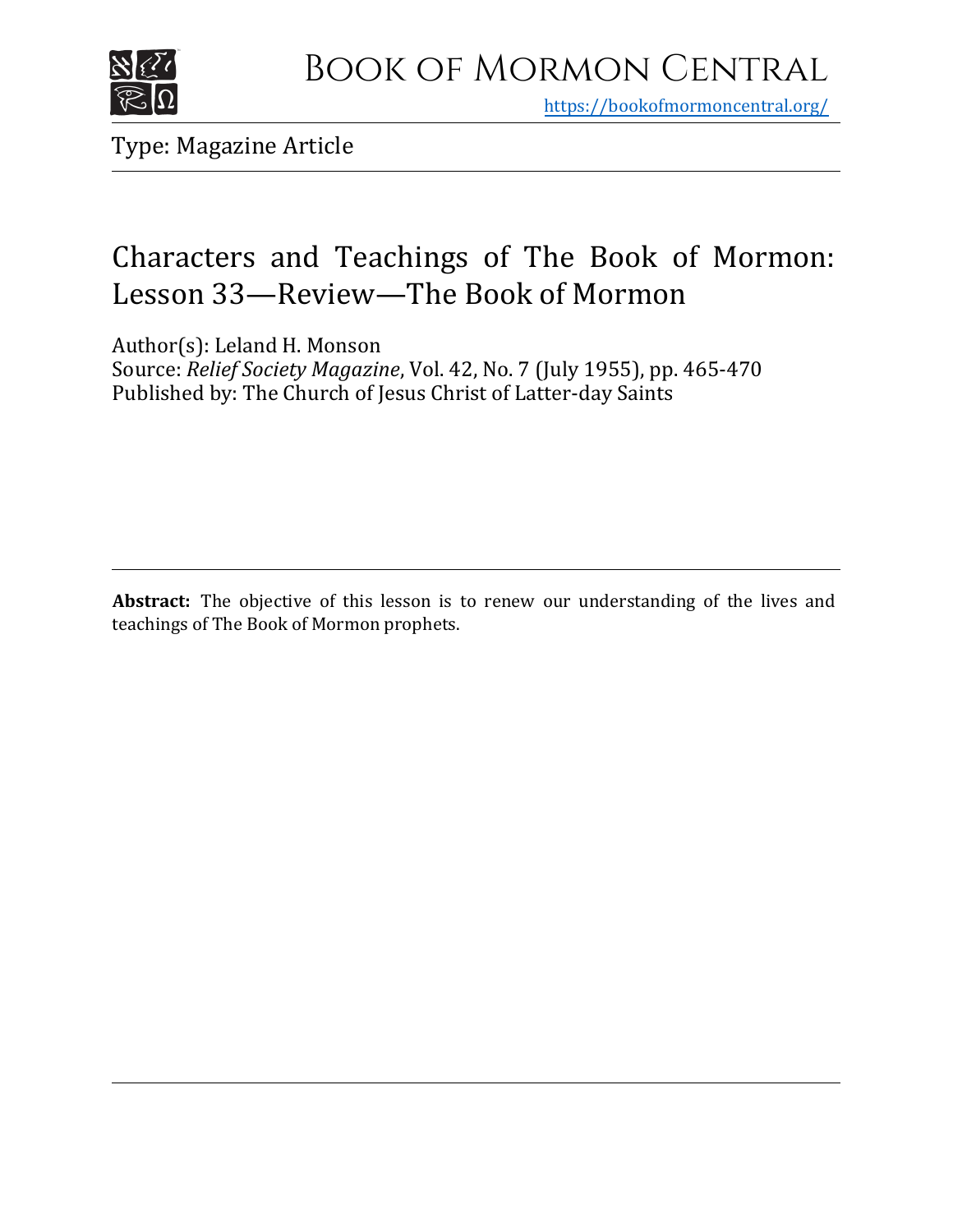# Book of Mormon Central

https://bookofmormoncentral.org/

Type: Magazine Article

## Characters and Teachings of The Book of Mormon: Lesson 33—Review—The Book of Mormon

Author(s): Leland H. Monson
Source: *Relief Society Magazine*, Vol. 42, No. 7 (July 1955), pp. 465-470
Published by: The Church of Jesus Christ of Latter-day Saints

**Abstract:** The objective of this lesson is to renew our understanding of the lives and teachings of The Book of Mormon prophets.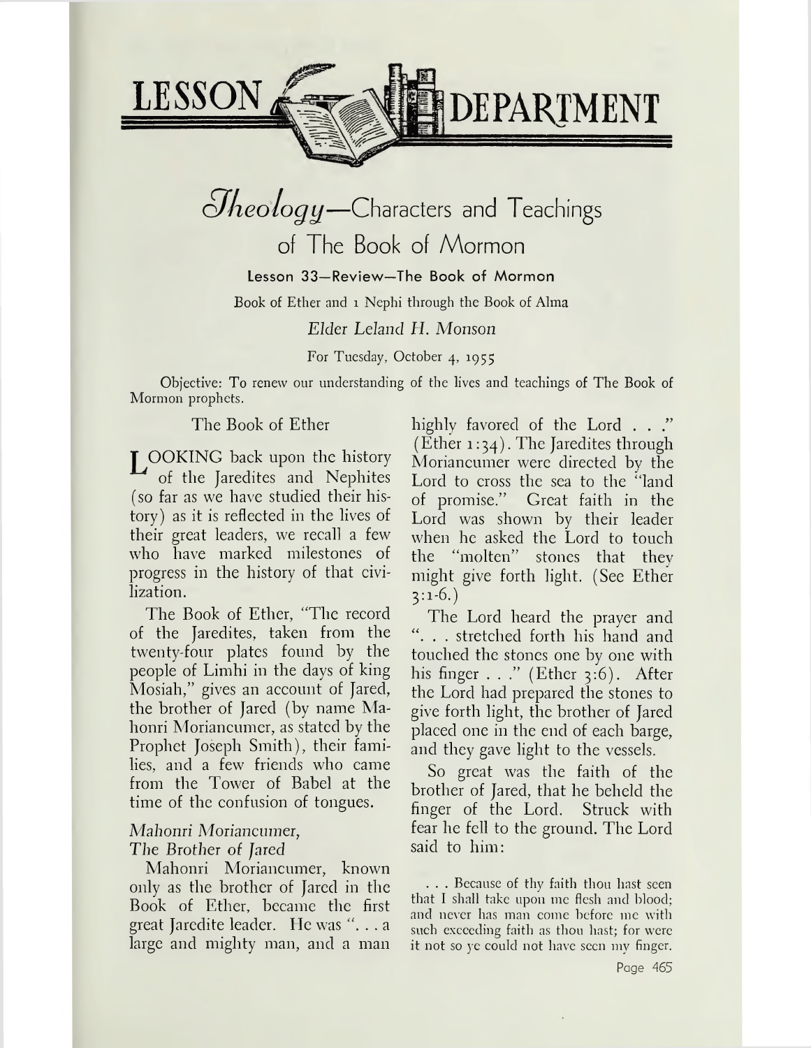# LESSON DEPARTMENT

## *Theology*—Characters and Teachings of The Book of Mormon

### Lesson 33—Review—The Book of Mormon

Book of Ether and 1 Nephi through the Book of Alma

*Elder Leland H. Monson*

For Tuesday, October 4, 1955

Objective: To renew our understanding of the lives and teachings of The Book of Mormon prophets.

The Book of Ether

LOOKING back upon the history of the Jaredites and Nephites (so far as we have studied their history) as it is reflected in the lives of their great leaders, we recall a few who have marked milestones of progress in the history of that civilization.

The Book of Ether, "The record of the Jaredites, taken from the twenty-four plates found by the people of Limhi in the days of king Mosiah," gives an account of Jared, the brother of Jared (by name Mahonri Moriancumer, as stated by the Prophet Joseph Smith), their families, and a few friends who came from the Tower of Babel at the time of the confusion of tongues.

*Mahonri Moriancumer, The Brother of Jared*

Mahonri Moriancumer, known only as the brother of Jared in the Book of Ether, became the first great Jaredite leader. He was ". . . a large and mighty man, and a man highly favored of the Lord . . ." (Ether 1:34). The Jaredites through Moriancumer were directed by the Lord to cross the sea to the "land of promise." Great faith in the Lord was shown by their leader when he asked the Lord to touch the "molten" stones that they might give forth light. (See Ether 3:1-6.)

The Lord heard the prayer and ". . . stretched forth his hand and touched the stones one by one with his finger . . ." (Ether 3:6). After the Lord had prepared the stones to give forth light, the brother of Jared placed one in the end of each barge, and they gave light to the vessels.

So great was the faith of the brother of Jared, that he beheld the finger of the Lord. Struck with fear he fell to the ground. The Lord said to him:

> . . . Because of thy faith thou hast seen that I shall take upon me flesh and blood; and never has man come before me with such exceeding faith as thou hast; for were it not so ye could not have seen my finger.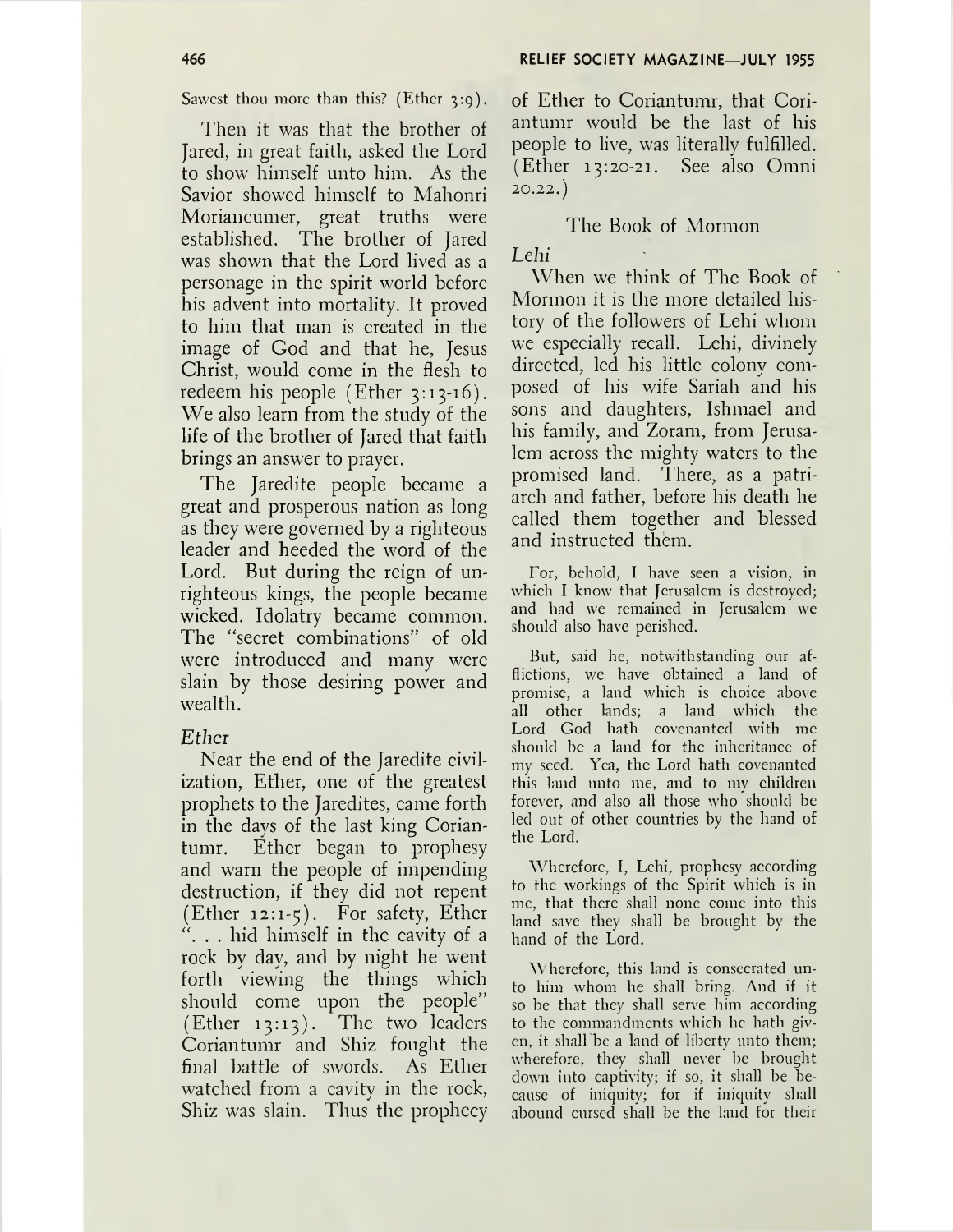Sawest thou more than this? (Ether 3:9).

Then it was that the brother of Jared, in great faith, asked the Lord to show himself unto him. As the Savior showed himself to Mahonri Moriancumer, great truths were established. The brother of Jared was shown that the Lord lived as a personage in the spirit world before his advent into mortality. It proved to him that man is created in the image of God and that he, Jesus Christ, would come in the flesh to redeem his people (Ether 3:13-16). We also learn from the study of the life of the brother of Jared that faith brings an answer to prayer.

The Jaredite people became a great and prosperous nation as long as they were governed by a righteous leader and heeded the word of the Lord. But during the reign of unrighteous kings, the people became wicked. Idolatry became common. The "secret combinations" of old were introduced and many were slain by those desiring power and wealth.

*Ether*

Near the end of the Jaredite civilization, Ether, one of the greatest prophets to the Jaredites, came forth in the days of the last king Coriantumr. Ether began to prophesy and warn the people of impending destruction, if they did not repent (Ether 12:1-5). For safety, Ether ". . . hid himself in the cavity of a rock by day, and by night he went forth viewing the things which should come upon the people" (Ether 13:13). The two leaders Coriantumr and Shiz fought the final battle of swords. As Ether watched from a cavity in the rock, Shiz was slain. Thus the prophecy of Ether to Coriantumr, that Coriantumr would be the last of his people to live, was literally fulfilled. (Ether 13:20-21. See also Omni 20.22.)

## The Book of Mormon

*Lehi*

When we think of The Book of Mormon it is the more detailed history of the followers of Lehi whom we especially recall. Lehi, divinely directed, led his little colony composed of his wife Sariah and his sons and daughters, Ishmael and his family, and Zoram, from Jerusalem across the mighty waters to the promised land. There, as a patriarch and father, before his death he called them together and blessed and instructed them.

> For, behold, I have seen a vision, in which I know that Jerusalem is destroyed; and had we remained in Jerusalem we should also have perished.
>
> But, said he, notwithstanding our afflictions, we have obtained a land of promise, a land which is choice above all other lands; a land which the Lord God hath covenanted with me should be a land for the inheritance of my seed. Yea, the Lord hath covenanted this land unto me, and to my children forever, and also all those who should be led out of other countries by the hand of the Lord.
>
> Wherefore, I, Lehi, prophesy according to the workings of the Spirit which is in me, that there shall none come into this land save they shall be brought by the hand of the Lord.
>
> Wherefore, this land is consecrated unto him whom he shall bring. And if it so be that they shall serve him according to the commandments which he hath given, it shall be a land of liberty unto them; wherefore, they shall never be brought down into captivity; if so, it shall be because of iniquity; for if iniquity shall abound cursed shall be the land for their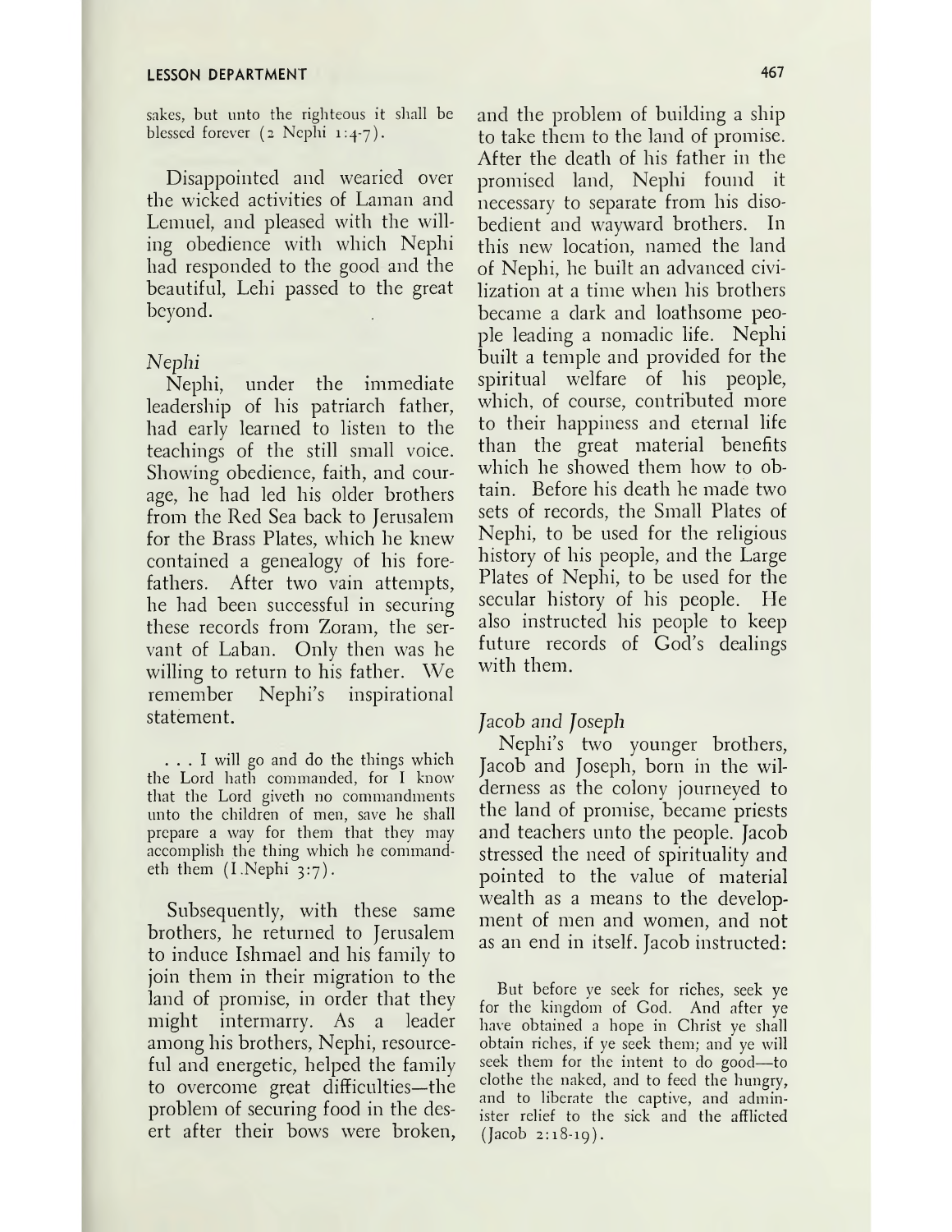sakes, but unto the righteous it shall be blessed forever (2 Nephi 1:4-7).

Disappointed and wearied over the wicked activities of Laman and Lemuel, and pleased with the willing obedience with which Nephi had responded to the good and the beautiful, Lehi passed to the great beyond.

*Nephi*

Nephi, under the immediate leadership of his patriarch father, had early learned to listen to the teachings of the still small voice. Showing obedience, faith, and courage, he had led his older brothers from the Red Sea back to Jerusalem for the Brass Plates, which he knew contained a genealogy of his forefathers. After two vain attempts, he had been successful in securing these records from Zoram, the servant of Laban. Only then was he willing to return to his father. We remember Nephi's inspirational statement.

> . . . I will go and do the things which the Lord hath commanded, for I know that the Lord giveth no commandments unto the children of men, save he shall prepare a way for them that they may accomplish the thing which he commandeth them (I Nephi 3:7).

Subsequently, with these same brothers, he returned to Jerusalem to induce Ishmael and his family to join them in their migration to the land of promise, in order that they might intermarry. As a leader among his brothers, Nephi, resourceful and energetic, helped the family to overcome great difficulties—the problem of securing food in the desert after their bows were broken, and the problem of building a ship to take them to the land of promise. After the death of his father in the promised land, Nephi found it necessary to separate from his disobedient and wayward brothers. In this new location, named the land of Nephi, he built an advanced civilization at a time when his brothers became a dark and loathsome people leading a nomadic life. Nephi built a temple and provided for the spiritual welfare of his people, which, of course, contributed more to their happiness and eternal life than the great material benefits which he showed them how to obtain. Before his death he made two sets of records, the Small Plates of Nephi, to be used for the religious history of his people, and the Large Plates of Nephi, to be used for the secular history of his people. He also instructed his people to keep future records of God's dealings with them.

*Jacob and Joseph*

Nephi's two younger brothers, Jacob and Joseph, born in the wilderness as the colony journeyed to the land of promise, became priests and teachers unto the people. Jacob stressed the need of spirituality and pointed to the value of material wealth as a means to the development of men and women, and not as an end in itself. Jacob instructed:

> But before ye seek for riches, seek ye for the kingdom of God. And after ye have obtained a hope in Christ ye shall obtain riches, if ye seek them; and ye will seek them for the intent to do good—to clothe the naked, and to feed the hungry, and to liberate the captive, and administer relief to the sick and the afflicted (Jacob 2:18-19).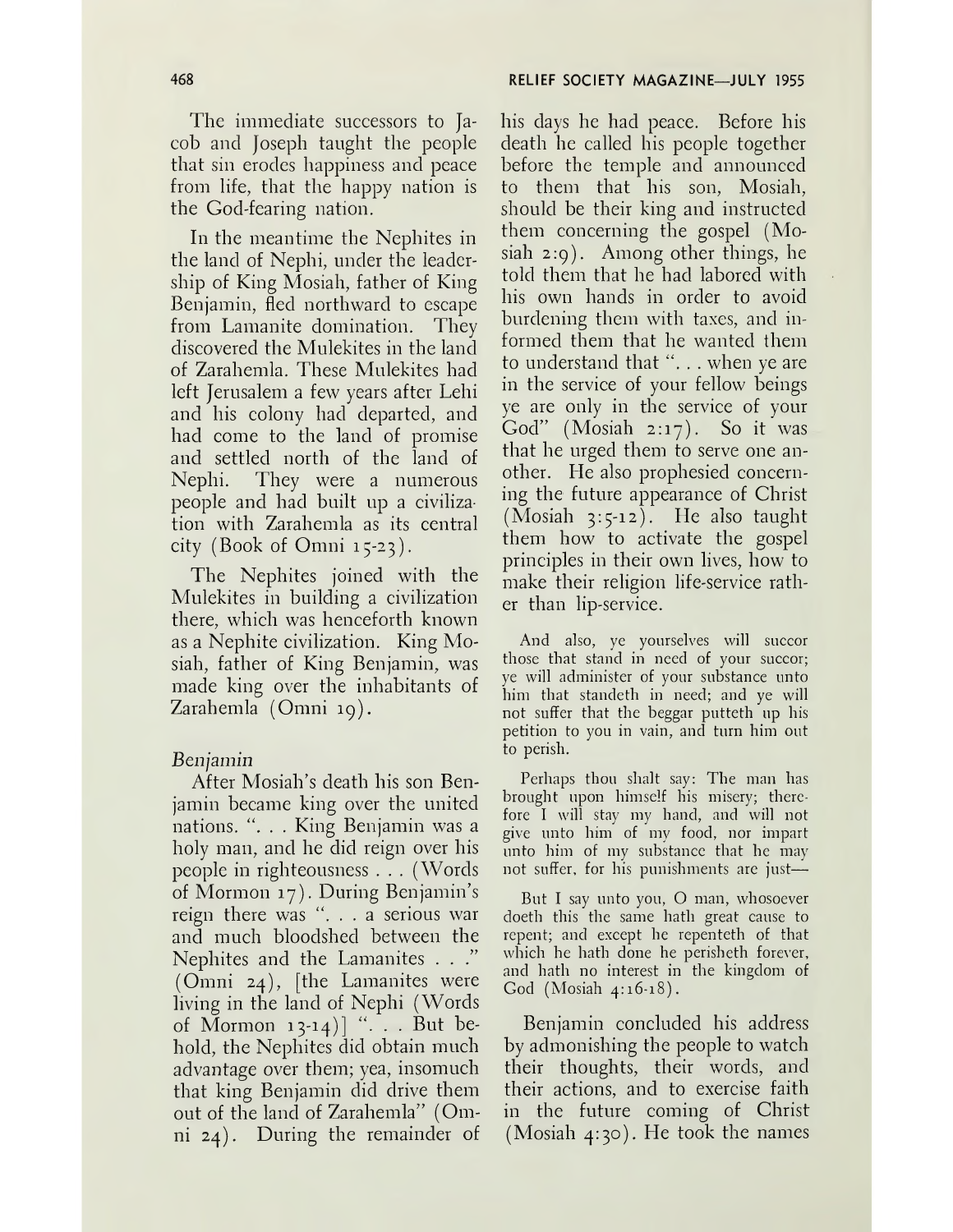The immediate successors to Jacob and Joseph taught the people that sin erodes happiness and peace from life, that the happy nation is the God-fearing nation.

In the meantime the Nephites in the land of Nephi, under the leadership of King Mosiah, father of King Benjamin, fled northward to escape from Lamanite domination. They discovered the Mulekites in the land of Zarahemla. These Mulekites had left Jerusalem a few years after Lehi and his colony had departed, and had come to the land of promise and settled north of the land of Nephi. They were a numerous people and had built up a civilization with Zarahemla as its central city (Book of Omni 15-23).

The Nephites joined with the Mulekites in building a civilization there, which was henceforth known as a Nephite civilization. King Mosiah, father of King Benjamin, was made king over the inhabitants of Zarahemla (Omni 19).

*Benjamin*

After Mosiah's death his son Benjamin became king over the united nations. ". . . King Benjamin was a holy man, and he did reign over his people in righteousness . . . (Words of Mormon 17). During Benjamin's reign there was ". . . a serious war and much bloodshed between the Nephites and the Lamanites . . ." (Omni 24), [the Lamanites were living in the land of Nephi (Words of Mormon 13-14)] ". . . But behold, the Nephites did obtain much advantage over them; yea, insomuch that king Benjamin did drive them out of the land of Zarahemla" (Omni 24). During the remainder of his days he had peace. Before his death he called his people together before the temple and announced to them that his son, Mosiah, should be their king and instructed them concerning the gospel (Mosiah 2:9). Among other things, he told them that he had labored with his own hands in order to avoid burdening them with taxes, and informed them that he wanted them to understand that ". . . when ye are in the service of your fellow beings ye are only in the service of your God" (Mosiah 2:17). So it was that he urged them to serve one another. He also prophesied concerning the future appearance of Christ (Mosiah 3:5-12). He also taught them how to activate the gospel principles in their own lives, how to make their religion life-service rather than lip-service.

> And also, ye yourselves will succor those that stand in need of your succor; ye will administer of your substance unto him that standeth in need; and ye will not suffer that the beggar putteth up his petition to you in vain, and turn him out to perish.
>
> Perhaps thou shalt say: The man has brought upon himself his misery; therefore I will stay my hand, and will not give unto him of my food, nor impart unto him of my substance that he may not suffer, for his punishments are just—
>
> But I say unto you, O man, whosoever doeth this the same hath great cause to repent; and except he repenteth of that which he hath done he perisheth forever, and hath no interest in the kingdom of God (Mosiah 4:16-18).

Benjamin concluded his address by admonishing the people to watch their thoughts, their words, and their actions, and to exercise faith in the future coming of Christ (Mosiah 4:30). He took the names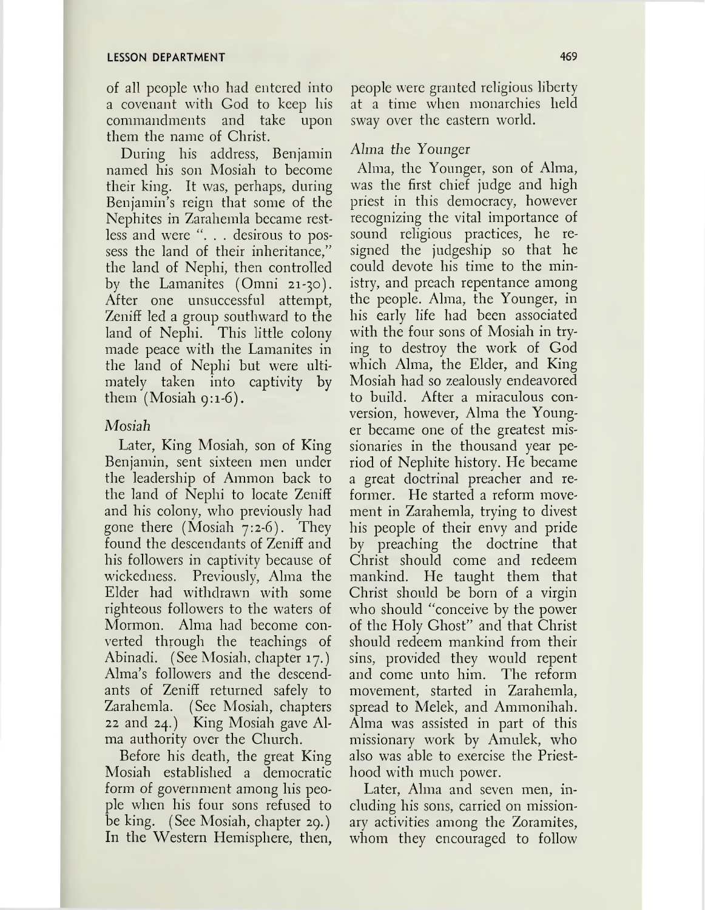of all people who had entered into a covenant with God to keep his commandments and take upon them the name of Christ.

During his address, Benjamin named his son Mosiah to become their king. It was, perhaps, during Benjamin's reign that some of the Nephites in Zarahemla became restless and were ". . . desirous to possess the land of their inheritance," the land of Nephi, then controlled by the Lamanites (Omni 21-30). After one unsuccessful attempt, Zeniff led a group southward to the land of Nephi. This little colony made peace with the Lamanites in the land of Nephi but were ultimately taken into captivity by them (Mosiah 9:1-6).

### *Mosiah*

Later, King Mosiah, son of King Benjamin, sent sixteen men under the leadership of Ammon back to the land of Nephi to locate Zeniff and his colony, who previously had gone there (Mosiah 7:2-6). They found the descendants of Zeniff and his followers in captivity because of wickedness. Previously, Alma the Elder had withdrawn with some righteous followers to the waters of Mormon. Alma had become converted through the teachings of Abinadi. (See Mosiah, chapter 17.) Alma's followers and the descendants of Zeniff returned safely to Zarahemla. (See Mosiah, chapters 22 and 24.) King Mosiah gave Alma authority over the Church.

Before his death, the great King Mosiah established a democratic form of government among his people when his four sons refused to be king. (See Mosiah, chapter 29.) In the Western Hemisphere, then, people were granted religious liberty at a time when monarchies held sway over the eastern world.

### *Alma the Younger*

Alma, the Younger, son of Alma, was the first chief judge and high priest in this democracy, however recognizing the vital importance of sound religious practices, he resigned the judgeship so that he could devote his time to the ministry, and preach repentance among the people. Alma, the Younger, in his early life had been associated with the four sons of Mosiah in trying to destroy the work of God which Alma, the Elder, and King Mosiah had so zealously endeavored to build. After a miraculous conversion, however, Alma the Younger became one of the greatest missionaries in the thousand year period of Nephite history. He became a great doctrinal preacher and reformer. He started a reform movement in Zarahemla, trying to divest his people of their envy and pride by preaching the doctrine that Christ should come and redeem mankind. He taught them that Christ should be born of a virgin who should "conceive by the power of the Holy Ghost" and that Christ should redeem mankind from their sins, provided they would repent and come unto him. The reform movement, started in Zarahemla, spread to Melek, and Ammonihah. Alma was assisted in part of this missionary work by Amulek, who also was able to exercise the Priesthood with much power.

Later, Alma and seven men, including his sons, carried on missionary activities among the Zoramites, whom they encouraged to follow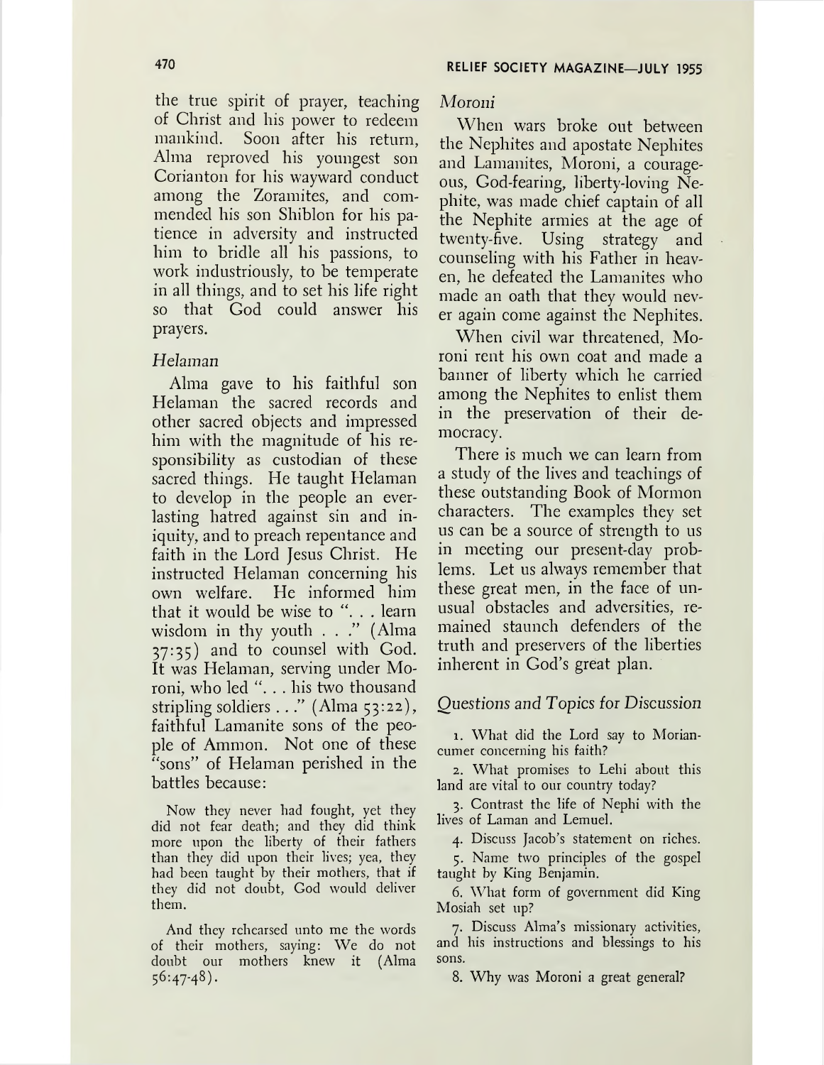the true spirit of prayer, teaching of Christ and his power to redeem mankind. Soon after his return, Alma reproved his youngest son Corianton for his wayward conduct among the Zoramites, and commended his son Shiblon for his patience in adversity and instructed him to bridle all his passions, to work industriously, to be temperate in all things, and to set his life right so that God could answer his prayers.

*Helaman*

Alma gave to his faithful son Helaman the sacred records and other sacred objects and impressed him with the magnitude of his responsibility as custodian of these sacred things. He taught Helaman to develop in the people an everlasting hatred against sin and iniquity, and to preach repentance and faith in the Lord Jesus Christ. He instructed Helaman concerning his own welfare. He informed him that it would be wise to ". . . learn wisdom in thy youth . . ." (Alma 37:35) and to counsel with God. It was Helaman, serving under Moroni, who led ". . . his two thousand stripling soldiers . . ." (Alma 53:22), faithful Lamanite sons of the people of Ammon. Not one of these "sons" of Helaman perished in the battles because:

> Now they never had fought, yet they did not fear death; and they did think more upon the liberty of their fathers than they did upon their lives; yea, they had been taught by their mothers, that if they did not doubt, God would deliver them.
>
> And they rehearsed unto me the words of their mothers, saying: We do not doubt our mothers knew it (Alma 56:47-48).

*Moroni*

When wars broke out between the Nephites and apostate Nephites and Lamanites, Moroni, a courageous, God-fearing, liberty-loving Nephite, was made chief captain of all the Nephite armies at the age of twenty-five. Using strategy and counseling with his Father in heaven, he defeated the Lamanites who made an oath that they would never again come against the Nephites.

When civil war threatened, Moroni rent his own coat and made a banner of liberty which he carried among the Nephites to enlist them in the preservation of their democracy.

There is much we can learn from a study of the lives and teachings of these outstanding Book of Mormon characters. The examples they set us can be a source of strength to us in meeting our present-day problems. Let us always remember that these great men, in the face of unusual obstacles and adversities, remained staunch defenders of the truth and preservers of the liberties inherent in God's great plan.

*Questions and Topics for Discussion*

1. What did the Lord say to Moriancumer concerning his faith?
2. What promises to Lehi about this land are vital to our country today?
3. Contrast the life of Nephi with the lives of Laman and Lemuel.
4. Discuss Jacob's statement on riches.
5. Name two principles of the gospel taught by King Benjamin.
6. What form of government did King Mosiah set up?
7. Discuss Alma's missionary activities, and his instructions and blessings to his sons.
8. Why was Moroni a great general?